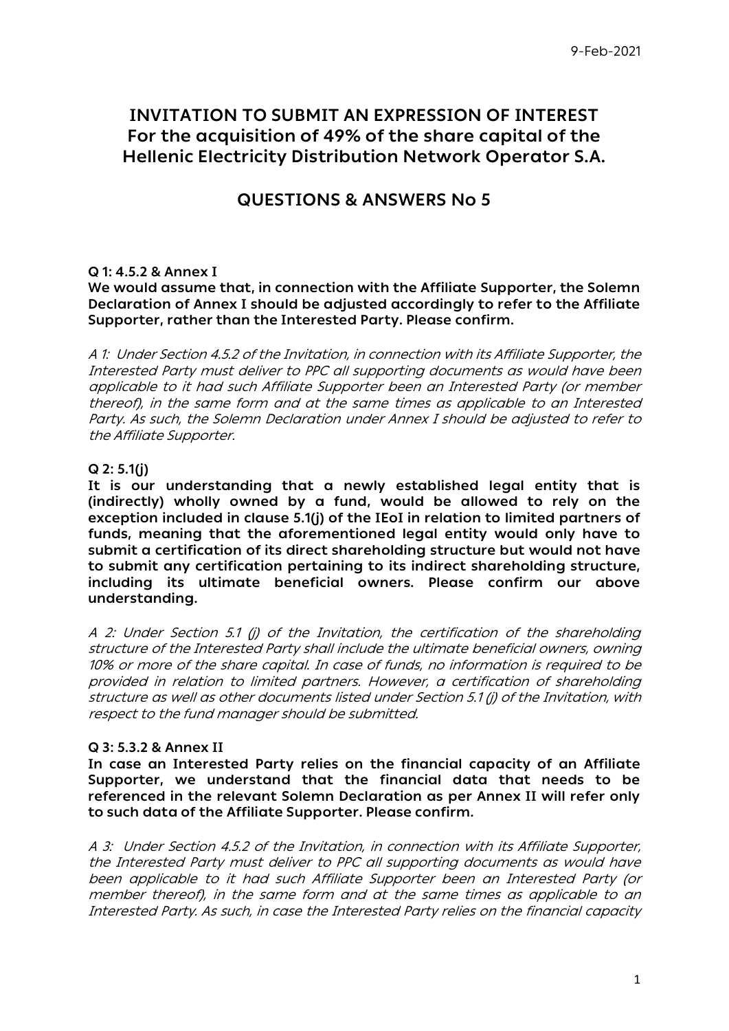9-Feb-2021

# INVITATION TO SUBMIT AN EXPRESSION OF INTEREST For the acquisition of 49% of the share capital of the Hellenic Electricity Distribution Network Operator S.A.

## QUESTIONS & ANSWERS No 5

**Q 1: 4.5.2 & Annex I**

**We would assume that, in connection with the Affiliate Supporter, the Solemn Declaration of Annex I should be adjusted accordingly to refer to the Affiliate Supporter, rather than the Interested Party. Please confirm.**

*A 1: Under Section 4.5.2 of the Invitation, in connection with its Affiliate Supporter, the Interested Party must deliver to PPC all supporting documents as would have been applicable to it had such Affiliate Supporter been an Interested Party (or member thereof), in the same form and at the same times as applicable to an Interested Party. As such, the Solemn Declaration under Annex I should be adjusted to refer to the Affiliate Supporter.*

**Q 2: 5.1(j)**

**It is our understanding that a newly established legal entity that is (indirectly) wholly owned by a fund, would be allowed to rely on the exception included in clause 5.1(j) of the IEoI in relation to limited partners of funds, meaning that the aforementioned legal entity would only have to submit a certification of its direct shareholding structure but would not have to submit any certification pertaining to its indirect shareholding structure, including its ultimate beneficial owners. Please confirm our above understanding.**

*A 2: Under Section 5.1 (j) of the Invitation, the certification of the shareholding structure of the Interested Party shall include the ultimate beneficial owners, owning 10% or more of the share capital. In case of funds, no information is required to be provided in relation to limited partners. However, a certification of shareholding structure as well as other documents listed under Section 5.1 (j) of the Invitation, with respect to the fund manager should be submitted.*

**Q 3: 5.3.2 & Annex II**

**In case an Interested Party relies on the financial capacity of an Affiliate Supporter, we understand that the financial data that needs to be referenced in the relevant Solemn Declaration as per Annex II will refer only to such data of the Affiliate Supporter. Please confirm.**

*A 3: Under Section 4.5.2 of the Invitation, in connection with its Affiliate Supporter, the Interested Party must deliver to PPC all supporting documents as would have been applicable to it had such Affiliate Supporter been an Interested Party (or member thereof), in the same form and at the same times as applicable to an Interested Party. As such, in case the Interested Party relies on the financial capacity*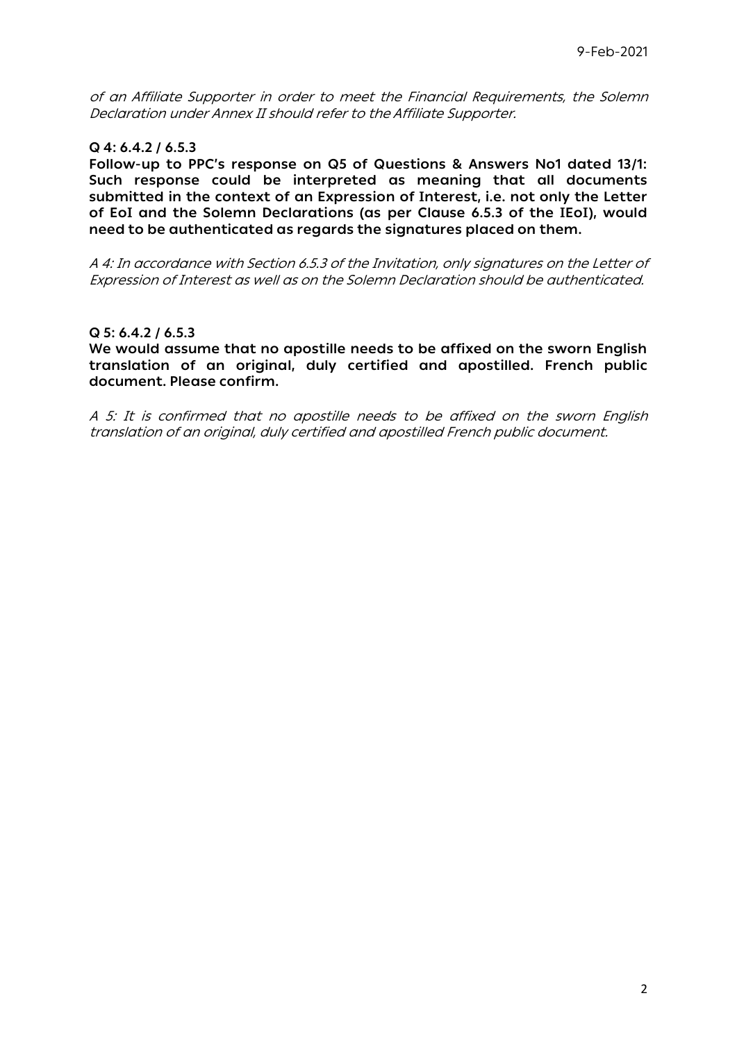*of an Affiliate Supporter in order to meet the Financial Requirements, the Solemn Declaration under Annex II should refer to the Affiliate Supporter.*

**Q 4: 6.4.2 / 6.5.3**

**Follow-up to PPC's response on Q5 of Questions & Answers No1 dated 13/1: Such response could be interpreted as meaning that all documents submitted in the context of an Expression of Interest, i.e. not only the Letter of EoI and the Solemn Declarations (as per Clause 6.5.3 of the IEoI), would need to be authenticated as regards the signatures placed on them.**

*A 4: In accordance with Section 6.5.3 of the Invitation, only signatures on the Letter of Expression of Interest as well as on the Solemn Declaration should be authenticated.*

**Q 5: 6.4.2 / 6.5.3**

**We would assume that no apostille needs to be affixed on the sworn English translation of an original, duly certified and apostilled. French public document. Please confirm.**

*A 5: It is confirmed that no apostille needs to be affixed on the sworn English translation of an original, duly certified and apostilled French public document.*